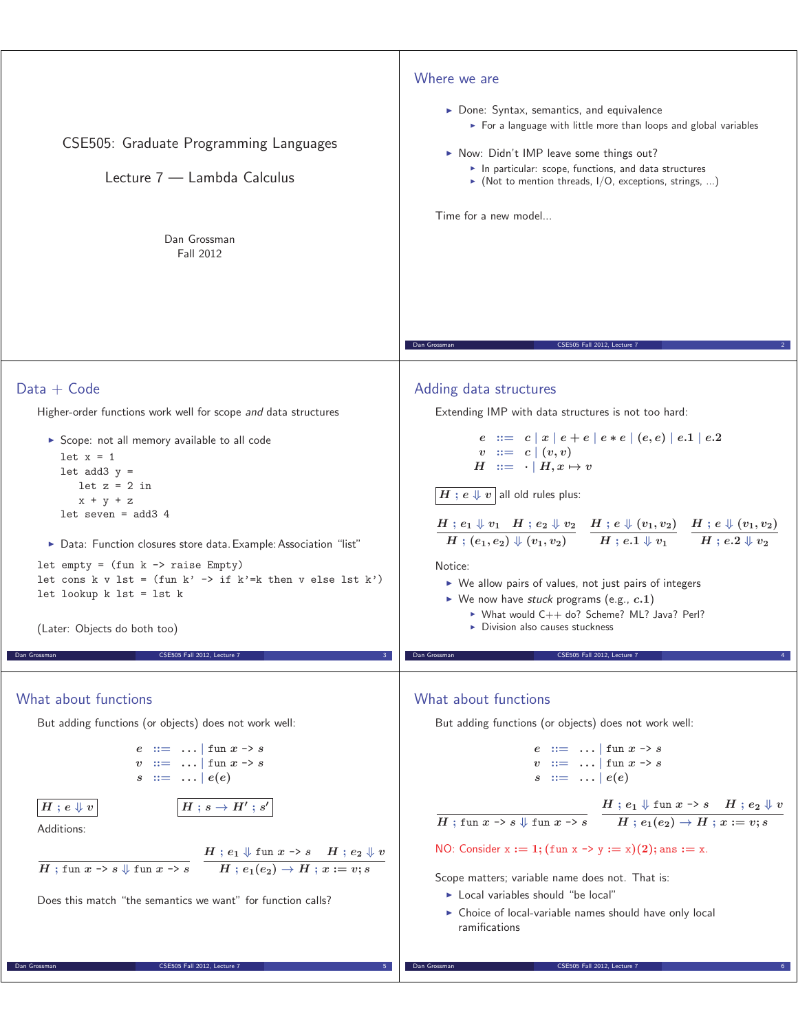# CSE505: Graduate Programming Languages

## Lecture 7 — Lambda Calculus

Dan Grossman
Fall 2012

## Where we are

- Done: Syntax, semantics, and equivalence
  - For a language with little more than loops and global variables
- Now: Didn't IMP leave some things out?
  - In particular: scope, functions, and data structures
  - (Not to mention threads, I/O, exceptions, strings, ...)

Time for a new model...

## Data + Code

Higher-order functions work well for scope *and* data structures

- Scope: not all memory available to all code

```
let x = 1
let add3 y =
   let z = 2 in
   x + y + z
let seven = add3 4
```

- Data: Function closures store data. Example: Association "list"

```
let empty = (fun k -> raise Empty)
let cons k v lst = (fun k' -> if k'=k then v else lst k')
let lookup k lst = lst k
```

(Later: Objects do both too)

## Adding data structures

Extending IMP with data structures is not too hard:

$$
\begin{array}{rcl}
e & ::= & c \mid x \mid e + e \mid e * e \mid (e, e) \mid e.1 \mid e.2 \\
v & ::= & c \mid (v, v) \\
H & ::= & \cdot \mid H, x \mapsto v
\end{array}
$$

$\boxed{H \; ; e \Downarrow v}$ all old rules plus:

$$
\frac{H \; ; e_1 \Downarrow v_1 \quad H \; ; e_2 \Downarrow v_2}{H \; ; (e_1, e_2) \Downarrow (v_1, v_2)}
\qquad
\frac{H \; ; e \Downarrow (v_1, v_2)}{H \; ; e.1 \Downarrow v_1}
\qquad
\frac{H \; ; e \Downarrow (v_1, v_2)}{H \; ; e.2 \Downarrow v_2}
$$

Notice:

- We allow pairs of values, not just pairs of integers
- We now have *stuck* programs (e.g., $c.1$)
  - What would C++ do? Scheme? ML? Java? Perl?
  - Division also causes stuckness

## What about functions

But adding functions (or objects) does not work well:

$$
\begin{array}{rcl}
e & ::= & \ldots \mid \texttt{fun } x \texttt{ -> } s \\
v & ::= & \ldots \mid \texttt{fun } x \texttt{ -> } s \\
s & ::= & \ldots \mid e(e)
\end{array}
$$

$\boxed{H \; ; e \Downarrow v}$ $\qquad$ $\boxed{H \; ; s \to H' \; ; s'}$

Additions:

$$
\frac{}{H \; ; \texttt{fun } x \texttt{ -> } s \Downarrow \texttt{fun } x \texttt{ -> } s}
\qquad
\frac{H \; ; e_1 \Downarrow \texttt{fun } x \texttt{ -> } s \quad H \; ; e_2 \Downarrow v}{H \; ; e_1(e_2) \to H \; ; x := v; s}
$$

Does this match "the semantics we want" for function calls?

## What about functions

But adding functions (or objects) does not work well:

$$
\begin{array}{rcl}
e & ::= & \ldots \mid \texttt{fun } x \texttt{ -> } s \\
v & ::= & \ldots \mid \texttt{fun } x \texttt{ -> } s \\
s & ::= & \ldots \mid e(e)
\end{array}
$$

$$
\frac{}{H \; ; \texttt{fun } x \texttt{ -> } s \Downarrow \texttt{fun } x \texttt{ -> } s}
\qquad
\frac{H \; ; e_1 \Downarrow \texttt{fun } x \texttt{ -> } s \quad H \; ; e_2 \Downarrow v}{H \; ; e_1(e_2) \to H \; ; x := v; s}
$$

NO: Consider $x := 1; (\texttt{fun x -> y := x})(2); \texttt{ans} := x$.

Scope matters; variable name does not. That is:

- Local variables should "be local"
- Choice of local-variable names should have only local ramifications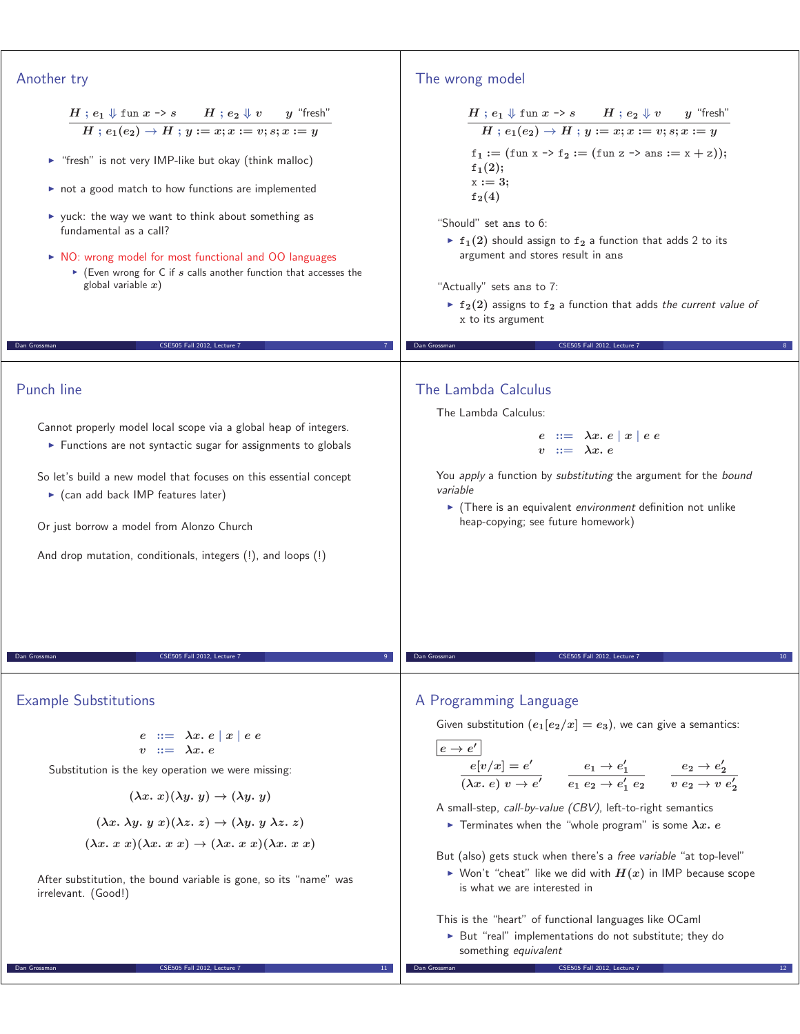## Another try

$$\frac{H \; ; e_1 \Downarrow \texttt{fun } x \texttt{ -> } s \qquad H \; ; e_2 \Downarrow v \qquad y \text{ “fresh”}}{H \; ; e_1(e_2) \to H \; ; y := x; x := v; s; x := y}$$

- “fresh” is not very IMP-like but okay (think malloc)
- not a good match to how functions are implemented
- yuck: the way we want to think about something as fundamental as a call?
- NO: wrong model for most functional and OO languages
  - (Even wrong for C if $s$ calls another function that accesses the global variable $x$)

## The wrong model

$$\frac{H \; ; e_1 \Downarrow \texttt{fun } x \texttt{ -> } s \qquad H \; ; e_2 \Downarrow v \qquad y \text{ “fresh”}}{H \; ; e_1(e_2) \to H \; ; y := x; x := v; s; x := y}$$

```
f1 := (fun x -> f2 := (fun z -> ans := x + z));
f1(2);
x := 3;
f2(4)
```

“Should” set ans to 6:

- $\texttt{f}_1(2)$ should assign to $\texttt{f}_2$ a function that adds 2 to its argument and stores result in ans

“Actually” sets ans to 7:

- $\texttt{f}_2(2)$ assigns to $\texttt{f}_2$ a function that adds *the current value of* x to its argument

## Punch line

Cannot properly model local scope via a global heap of integers.

- Functions are not syntactic sugar for assignments to globals

So let's build a new model that focuses on this essential concept

- (can add back IMP features later)

Or just borrow a model from Alonzo Church

And drop mutation, conditionals, integers (!), and loops (!)

## The Lambda Calculus

The Lambda Calculus:

$$\begin{array}{rcl} e & ::= & \lambda x.\ e \mid x \mid e\ e \\ v & ::= & \lambda x.\ e \end{array}$$

You *apply* a function by *substituting* the argument for the *bound variable*

- (There is an equivalent *environment* definition not unlike heap-copying; see future homework)

## Example Substitutions

$$\begin{array}{rcl} e & ::= & \lambda x.\ e \mid x \mid e\ e \\ v & ::= & \lambda x.\ e \end{array}$$

Substitution is the key operation we were missing:

$$(\lambda x.\ x)(\lambda y.\ y) \to (\lambda y.\ y)$$

$$(\lambda x.\ \lambda y.\ y\ x)(\lambda z.\ z) \to (\lambda y.\ y\ \lambda z.\ z)$$

$$(\lambda x.\ x\ x)(\lambda x.\ x\ x) \to (\lambda x.\ x\ x)(\lambda x.\ x\ x)$$

After substitution, the bound variable is gone, so its “name” was irrelevant. (Good!)

## A Programming Language

Given substitution ($e_1[e_2/x] = e_3$), we can give a semantics:

$\boxed{e \to e'}$

$$\frac{e[v/x] = e'}{(\lambda x.\ e)\ v \to e'} \qquad \frac{e_1 \to e_1'}{e_1\ e_2 \to e_1'\ e_2} \qquad \frac{e_2 \to e_2'}{v\ e_2 \to v\ e_2'}$$

A small-step, *call-by-value (CBV)*, left-to-right semantics

- Terminates when the “whole program” is some $\lambda x.\ e$

But (also) gets stuck when there's a *free variable* “at top-level”

- Won't “cheat” like we did with $H(x)$ in IMP because scope is what we are interested in

This is the “heart” of functional languages like OCaml

- But “real” implementations do not substitute; they do something *equivalent*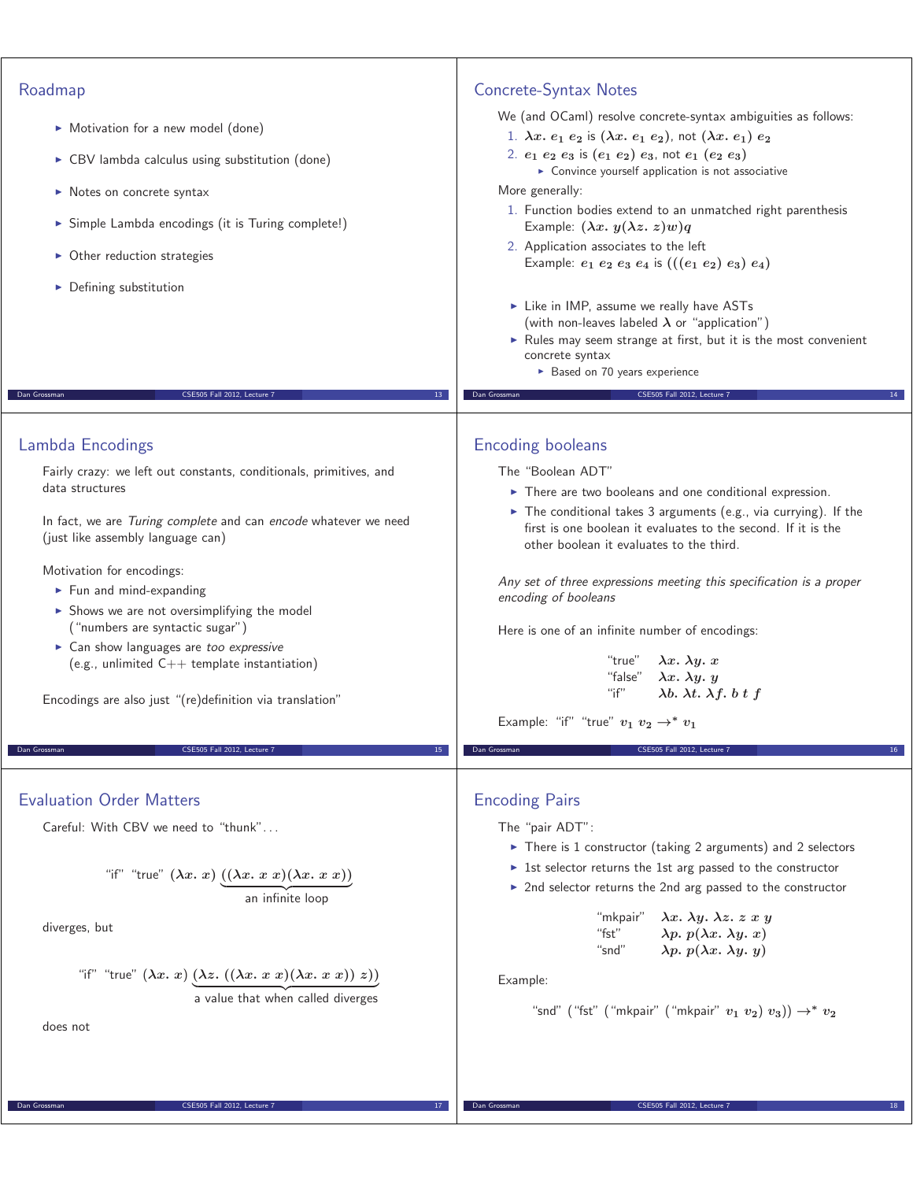## Roadmap

- Motivation for a new model (done)
- CBV lambda calculus using substitution (done)
- Notes on concrete syntax
- Simple Lambda encodings (it is Turing complete!)
- Other reduction strategies
- Defining substitution

## Concrete-Syntax Notes

We (and OCaml) resolve concrete-syntax ambiguities as follows:

1. $\lambda x.\ e_1\ e_2$ is $(\lambda x.\ e_1\ e_2)$, not $(\lambda x.\ e_1)\ e_2$
2. $e_1\ e_2\ e_3$ is $(e_1\ e_2)\ e_3$, not $e_1\ (e_2\ e_3)$
   - Convince yourself application is not associative

More generally:

1. Function bodies extend to an unmatched right parenthesis
   Example: $(\lambda x.\ y(\lambda z.\ z)w)q$
2. Application associates to the left
   Example: $e_1\ e_2\ e_3\ e_4$ is $(((e_1\ e_2)\ e_3)\ e_4)$

- Like in IMP, assume we really have ASTs (with non-leaves labeled $\lambda$ or "application")
- Rules may seem strange at first, but it is the most convenient concrete syntax
  - Based on 70 years experience

## Lambda Encodings

Fairly crazy: we left out constants, conditionals, primitives, and data structures

In fact, we are *Turing complete* and can *encode* whatever we need (just like assembly language can)

Motivation for encodings:

- Fun and mind-expanding
- Shows we are not oversimplifying the model ("numbers are syntactic sugar")
- Can show languages are *too expressive* (e.g., unlimited C++ template instantiation)

Encodings are also just "(re)definition via translation"

## Encoding booleans

The "Boolean ADT"

- There are two booleans and one conditional expression.
- The conditional takes 3 arguments (e.g., via currying). If the first is one boolean it evaluates to the second. If it is the other boolean it evaluates to the third.

*Any set of three expressions meeting this specification is a proper encoding of booleans*

Here is one of an infinite number of encodings:

| | |
|---|---|
| "true" | $\lambda x.\ \lambda y.\ x$ |
| "false" | $\lambda x.\ \lambda y.\ y$ |
| "if" | $\lambda b.\ \lambda t.\ \lambda f.\ b\ t\ f$ |

Example: "if" "true" $v_1\ v_2 \to^* v_1$

## Evaluation Order Matters

Careful: With CBV we need to "thunk"...

$$\text{"if" "true"}\ (\lambda x.\ x)\ \underbrace{((\lambda x.\ x\ x)(\lambda x.\ x\ x))}_{\text{an infinite loop}}$$

diverges, but

$$\text{"if" "true"}\ (\lambda x.\ x)\ \underbrace{(\lambda z.\ ((\lambda x.\ x\ x)(\lambda x.\ x\ x))\ z))}_{\text{a value that when called diverges}}$$

does not

## Encoding Pairs

The "pair ADT":

- There is 1 constructor (taking 2 arguments) and 2 selectors
- 1st selector returns the 1st arg passed to the constructor
- 2nd selector returns the 2nd arg passed to the constructor

| | |
|---|---|
| "mkpair" | $\lambda x.\ \lambda y.\ \lambda z.\ z\ x\ y$ |
| "fst" | $\lambda p.\ p(\lambda x.\ \lambda y.\ x)$ |
| "snd" | $\lambda p.\ p(\lambda x.\ \lambda y.\ y)$ |

Example:

"snd" ("fst" ("mkpair" ("mkpair" $v_1\ v_2)\ v_3)) \to^* v_2$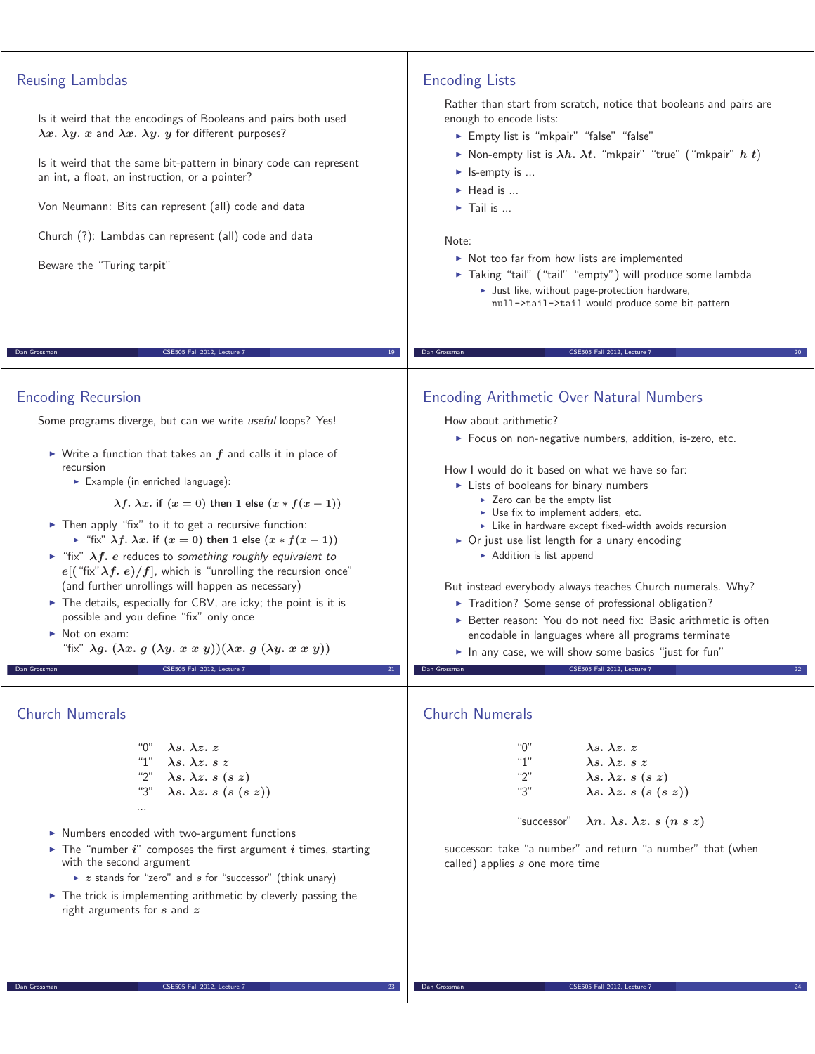## Reusing Lambdas

Is it weird that the encodings of Booleans and pairs both used $\lambda x.\ \lambda y.\ x$ and $\lambda x.\ \lambda y.\ y$ for different purposes?

Is it weird that the same bit-pattern in binary code can represent an int, a float, an instruction, or a pointer?

Von Neumann: Bits can represent (all) code and data

Church (?): Lambdas can represent (all) code and data

Beware the "Turing tarpit"

## Encoding Lists

Rather than start from scratch, notice that booleans and pairs are enough to encode lists:

- Empty list is "mkpair" "false" "false"
- Non-empty list is $\lambda h.\ \lambda t.$ "mkpair" "true" ("mkpair" $h\ t$)
- Is-empty is ...
- Head is ...
- Tail is ...

Note:

- Not too far from how lists are implemented
- Taking "tail" ("tail" "empty") will produce some lambda
  - Just like, without page-protection hardware, `null->tail->tail` would produce some bit-pattern

## Encoding Recursion

Some programs diverge, but can we write *useful* loops? Yes!

- Write a function that takes an $f$ and calls it in place of recursion
  - Example (in enriched language):

$$\lambda f.\ \lambda x.\ \textbf{if}\ (x = 0)\ \textbf{then}\ 1\ \textbf{else}\ (x * f(x-1))$$

- Then apply "fix" to it to get a recursive function:
  - "fix" $\lambda f.\ \lambda x.\ \textbf{if}\ (x = 0)\ \textbf{then}\ 1\ \textbf{else}\ (x * f(x-1))$
- "fix" $\lambda f.\ e$ reduces to *something roughly equivalent to* $e[(\text{"fix"}\lambda f.\ e)/f]$, which is "unrolling the recursion once" (and further unrollings will happen as necessary)
- The details, especially for CBV, are icky; the point is it is possible and you define "fix" only once
- Not on exam:
  "fix" $\lambda g.\ (\lambda x.\ g\ (\lambda y.\ x\ x\ y))(\lambda x.\ g\ (\lambda y.\ x\ x\ y))$

## Encoding Arithmetic Over Natural Numbers

How about arithmetic?

- Focus on non-negative numbers, addition, is-zero, etc.

How I would do it based on what we have so far:

- Lists of booleans for binary numbers
  - Zero can be the empty list
  - Use fix to implement adders, etc.
  - Like in hardware except fixed-width avoids recursion
- Or just use list length for a unary encoding
  - Addition is list append

But instead everybody always teaches Church numerals. Why?

- Tradition? Some sense of professional obligation?
- Better reason: You do not need fix: Basic arithmetic is often encodable in languages where all programs terminate
- In any case, we will show some basics "just for fun"

## Church Numerals

| | |
|---|---|
| "0" | $\lambda s.\ \lambda z.\ z$ |
| "1" | $\lambda s.\ \lambda z.\ s\ z$ |
| "2" | $\lambda s.\ \lambda z.\ s\ (s\ z)$ |
| "3" | $\lambda s.\ \lambda z.\ s\ (s\ (s\ z))$ |
| ... | |

- Numbers encoded with two-argument functions
- The "number $i$" composes the first argument $i$ times, starting with the second argument
  - $z$ stands for "zero" and $s$ for "successor" (think unary)
- The trick is implementing arithmetic by cleverly passing the right arguments for $s$ and $z$

## Church Numerals

| | |
|---|---|
| "0" | $\lambda s.\ \lambda z.\ z$ |
| "1" | $\lambda s.\ \lambda z.\ s\ z$ |
| "2" | $\lambda s.\ \lambda z.\ s\ (s\ z)$ |
| "3" | $\lambda s.\ \lambda z.\ s\ (s\ (s\ z))$ |
| "successor" | $\lambda n.\ \lambda s.\ \lambda z.\ s\ (n\ s\ z)$ |

successor: take "a number" and return "a number" that (when called) applies $s$ one more time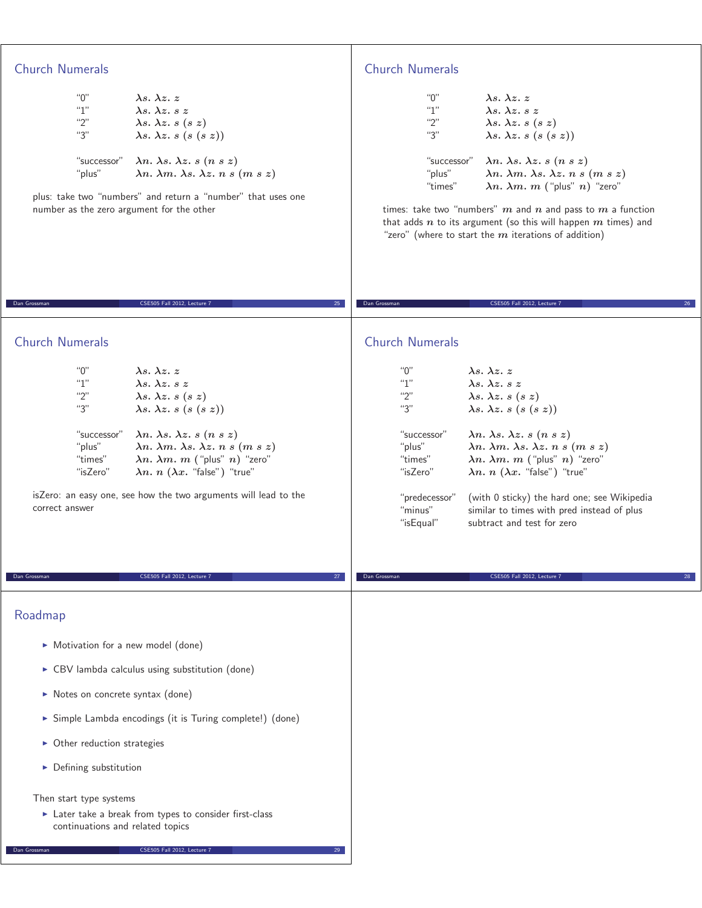## Church Numerals

| | |
|---|---|
| "0" | $\lambda s.\ \lambda z.\ z$ |
| "1" | $\lambda s.\ \lambda z.\ s\ z$ |
| "2" | $\lambda s.\ \lambda z.\ s\ (s\ z)$ |
| "3" | $\lambda s.\ \lambda z.\ s\ (s\ (s\ z))$ |
| "successor" | $\lambda n.\ \lambda s.\ \lambda z.\ s\ (n\ s\ z)$ |
| "plus" | $\lambda n.\ \lambda m.\ \lambda s.\ \lambda z.\ n\ s\ (m\ s\ z)$ |

plus: take two "numbers" and return a "number" that uses one number as the zero argument for the other

## Church Numerals

| | |
|---|---|
| "0" | $\lambda s.\ \lambda z.\ z$ |
| "1" | $\lambda s.\ \lambda z.\ s\ z$ |
| "2" | $\lambda s.\ \lambda z.\ s\ (s\ z)$ |
| "3" | $\lambda s.\ \lambda z.\ s\ (s\ (s\ z))$ |
| "successor" | $\lambda n.\ \lambda s.\ \lambda z.\ s\ (n\ s\ z)$ |
| "plus" | $\lambda n.\ \lambda m.\ \lambda s.\ \lambda z.\ n\ s\ (m\ s\ z)$ |
| "times" | $\lambda n.\ \lambda m.\ m$ ("plus" $n$) "zero" |

times: take two "numbers" $m$ and $n$ and pass to $m$ a function that adds $n$ to its argument (so this will happen $m$ times) and "zero" (where to start the $m$ iterations of addition)

## Church Numerals

| | |
|---|---|
| "0" | $\lambda s.\ \lambda z.\ z$ |
| "1" | $\lambda s.\ \lambda z.\ s\ z$ |
| "2" | $\lambda s.\ \lambda z.\ s\ (s\ z)$ |
| "3" | $\lambda s.\ \lambda z.\ s\ (s\ (s\ z))$ |
| "successor" | $\lambda n.\ \lambda s.\ \lambda z.\ s\ (n\ s\ z)$ |
| "plus" | $\lambda n.\ \lambda m.\ \lambda s.\ \lambda z.\ n\ s\ (m\ s\ z)$ |
| "times" | $\lambda n.\ \lambda m.\ m$ ("plus" $n$) "zero" |
| "isZero" | $\lambda n.\ n$ ($\lambda x.$ "false") "true" |

isZero: an easy one, see how the two arguments will lead to the correct answer

## Church Numerals

| | |
|---|---|
| "0" | $\lambda s.\ \lambda z.\ z$ |
| "1" | $\lambda s.\ \lambda z.\ s\ z$ |
| "2" | $\lambda s.\ \lambda z.\ s\ (s\ z)$ |
| "3" | $\lambda s.\ \lambda z.\ s\ (s\ (s\ z))$ |
| "successor" | $\lambda n.\ \lambda s.\ \lambda z.\ s\ (n\ s\ z)$ |
| "plus" | $\lambda n.\ \lambda m.\ \lambda s.\ \lambda z.\ n\ s\ (m\ s\ z)$ |
| "times" | $\lambda n.\ \lambda m.\ m$ ("plus" $n$) "zero" |
| "isZero" | $\lambda n.\ n$ ($\lambda x.$ "false") "true" |
| "predecessor" | (with 0 sticky) the hard one; see Wikipedia |
| "minus" | similar to times with pred instead of plus |
| "isEqual" | subtract and test for zero |

## Roadmap

- Motivation for a new model (done)
- CBV lambda calculus using substitution (done)
- Notes on concrete syntax (done)
- Simple Lambda encodings (it is Turing complete!) (done)
- Other reduction strategies
- Defining substitution

Then start type systems

- Later take a break from types to consider first-class continuations and related topics